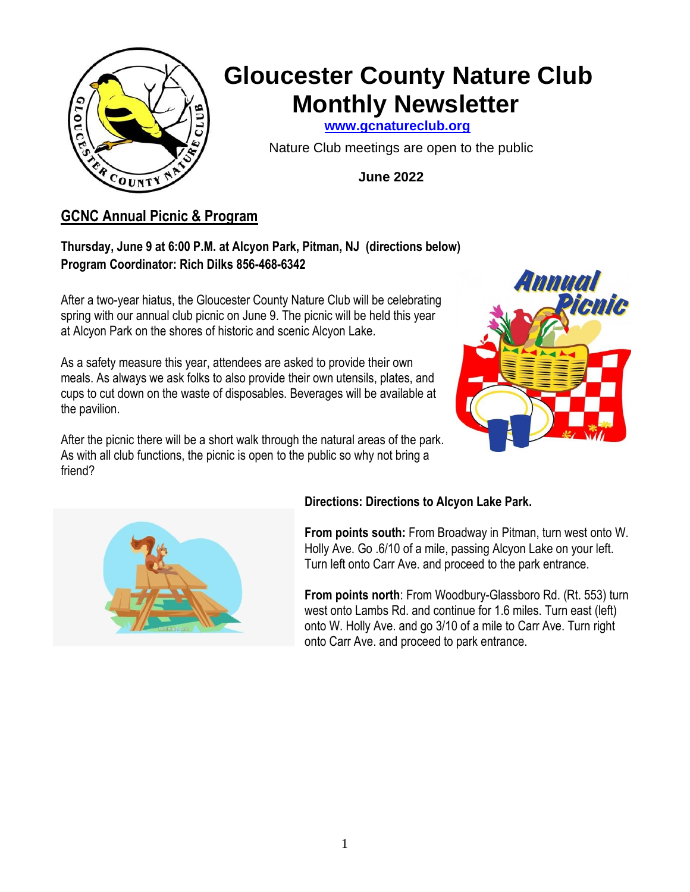# Gloucester County Nature Club Monthly Newsletter

www.gcnatureclub.org

Nature Club meetings are open to the public

**June 2022**

## GCNC Annual Picnic & Program

**Thursday, June 9 at 6:00 P.M. at Alcyon Park, Pitman, NJ (directions below)**
**Program Coordinator: Rich Dilks 856-468-6342**

After a two-year hiatus, the Gloucester County Nature Club will be celebrating spring with our annual club picnic on June 9. The picnic will be held this year at Alcyon Park on the shores of historic and scenic Alcyon Lake.

As a safety measure this year, attendees are asked to provide their own meals. As always we ask folks to also provide their own utensils, plates, and cups to cut down on the waste of disposables. Beverages will be available at the pavilion.

After the picnic there will be a short walk through the natural areas of the park. As with all club functions, the picnic is open to the public so why not bring a friend?

**Directions: Directions to Alcyon Lake Park.**

**From points south:** From Broadway in Pitman, turn west onto W. Holly Ave. Go .6/10 of a mile, passing Alcyon Lake on your left. Turn left onto Carr Ave. and proceed to the park entrance.

**From points north**: From Woodbury-Glassboro Rd. (Rt. 553) turn west onto Lambs Rd. and continue for 1.6 miles. Turn east (left) onto W. Holly Ave. and go 3/10 of a mile to Carr Ave. Turn right onto Carr Ave. and proceed to park entrance.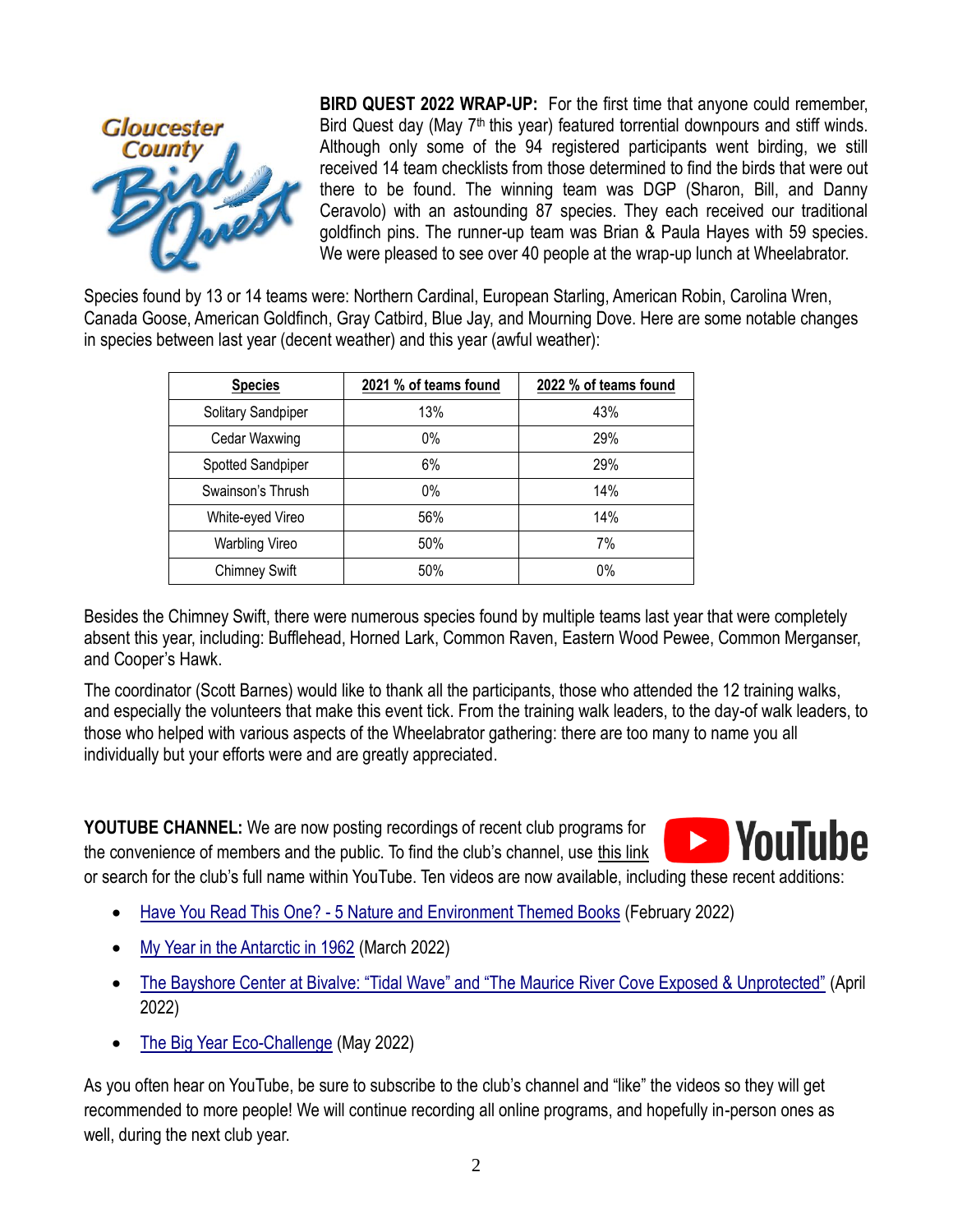**BIRD QUEST 2022 WRAP-UP:** For the first time that anyone could remember, Bird Quest day (May 7th this year) featured torrential downpours and stiff winds. Although only some of the 94 registered participants went birding, we still received 14 team checklists from those determined to find the birds that were out there to be found. The winning team was DGP (Sharon, Bill, and Danny Ceravolo) with an astounding 87 species. They each received our traditional goldfinch pins. The runner-up team was Brian & Paula Hayes with 59 species. We were pleased to see over 40 people at the wrap-up lunch at Wheelabrator.

Species found by 13 or 14 teams were: Northern Cardinal, European Starling, American Robin, Carolina Wren, Canada Goose, American Goldfinch, Gray Catbird, Blue Jay, and Mourning Dove. Here are some notable changes in species between last year (decent weather) and this year (awful weather):

| Species | 2021 % of teams found | 2022 % of teams found |
|---|---|---|
| Solitary Sandpiper | 13% | 43% |
| Cedar Waxwing | 0% | 29% |
| Spotted Sandpiper | 6% | 29% |
| Swainson's Thrush | 0% | 14% |
| White-eyed Vireo | 56% | 14% |
| Warbling Vireo | 50% | 7% |
| Chimney Swift | 50% | 0% |

Besides the Chimney Swift, there were numerous species found by multiple teams last year that were completely absent this year, including: Bufflehead, Horned Lark, Common Raven, Eastern Wood Pewee, Common Merganser, and Cooper's Hawk.

The coordinator (Scott Barnes) would like to thank all the participants, those who attended the 12 training walks, and especially the volunteers that make this event tick. From the training walk leaders, to the day-of walk leaders, to those who helped with various aspects of the Wheelabrator gathering: there are too many to name you all individually but your efforts were and are greatly appreciated.

**YOUTUBE CHANNEL:** We are now posting recordings of recent club programs for the convenience of members and the public. To find the club's channel, use this link or search for the club's full name within YouTube. Ten videos are now available, including these recent additions:

- Have You Read This One? - 5 Nature and Environment Themed Books (February 2022)
- My Year in the Antarctic in 1962 (March 2022)
- The Bayshore Center at Bivalve: "Tidal Wave" and "The Maurice River Cove Exposed & Unprotected" (April 2022)
- The Big Year Eco-Challenge (May 2022)

As you often hear on YouTube, be sure to subscribe to the club's channel and "like" the videos so they will get recommended to more people! We will continue recording all online programs, and hopefully in-person ones as well, during the next club year.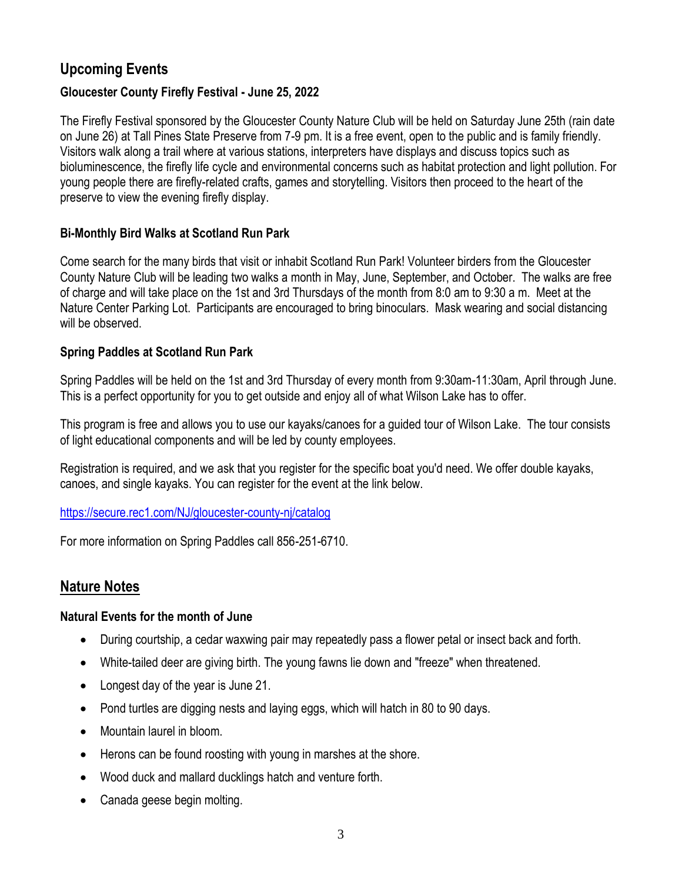## Upcoming Events

### Gloucester County Firefly Festival - June 25, 2022

The Firefly Festival sponsored by the Gloucester County Nature Club will be held on Saturday June 25th (rain date on June 26) at Tall Pines State Preserve from 7-9 pm. It is a free event, open to the public and is family friendly. Visitors walk along a trail where at various stations, interpreters have displays and discuss topics such as bioluminescence, the firefly life cycle and environmental concerns such as habitat protection and light pollution. For young people there are firefly-related crafts, games and storytelling. Visitors then proceed to the heart of the preserve to view the evening firefly display.

### Bi-Monthly Bird Walks at Scotland Run Park

Come search for the many birds that visit or inhabit Scotland Run Park! Volunteer birders from the Gloucester County Nature Club will be leading two walks a month in May, June, September, and October. The walks are free of charge and will take place on the 1st and 3rd Thursdays of the month from 8:0 am to 9:30 a m. Meet at the Nature Center Parking Lot. Participants are encouraged to bring binoculars. Mask wearing and social distancing will be observed.

### Spring Paddles at Scotland Run Park

Spring Paddles will be held on the 1st and 3rd Thursday of every month from 9:30am-11:30am, April through June. This is a perfect opportunity for you to get outside and enjoy all of what Wilson Lake has to offer.

This program is free and allows you to use our kayaks/canoes for a guided tour of Wilson Lake. The tour consists of light educational components and will be led by county employees.

Registration is required, and we ask that you register for the specific boat you'd need. We offer double kayaks, canoes, and single kayaks. You can register for the event at the link below.

https://secure.rec1.com/NJ/gloucester-county-nj/catalog

For more information on Spring Paddles call 856-251-6710.

## Nature Notes

### Natural Events for the month of June

- During courtship, a cedar waxwing pair may repeatedly pass a flower petal or insect back and forth.
- White-tailed deer are giving birth. The young fawns lie down and "freeze" when threatened.
- Longest day of the year is June 21.
- Pond turtles are digging nests and laying eggs, which will hatch in 80 to 90 days.
- Mountain laurel in bloom.
- Herons can be found roosting with young in marshes at the shore.
- Wood duck and mallard ducklings hatch and venture forth.
- Canada geese begin molting.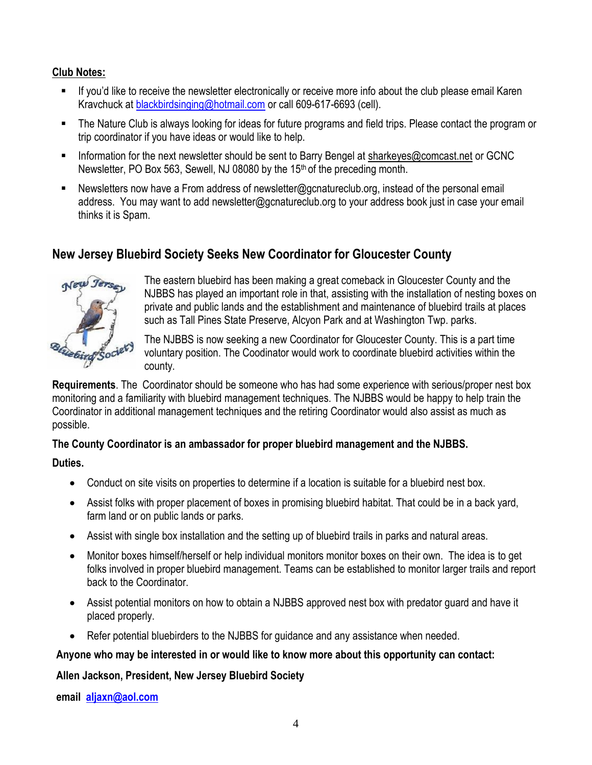**Club Notes:**

- If you'd like to receive the newsletter electronically or receive more info about the club please email Karen Kravchuck at blackbirdsinging@hotmail.com or call 609-617-6693 (cell).
- The Nature Club is always looking for ideas for future programs and field trips. Please contact the program or trip coordinator if you have ideas or would like to help.
- Information for the next newsletter should be sent to Barry Bengel at sharkeyes@comcast.net or GCNC Newsletter, PO Box 563, Sewell, NJ 08080 by the 15th of the preceding month.
- Newsletters now have a From address of newsletter@gcnatureclub.org, instead of the personal email address. You may want to add newsletter@gcnatureclub.org to your address book just in case your email thinks it is Spam.

## New Jersey Bluebird Society Seeks New Coordinator for Gloucester County

The eastern bluebird has been making a great comeback in Gloucester County and the NJBBS has played an important role in that, assisting with the installation of nesting boxes on private and public lands and the establishment and maintenance of bluebird trails at places such as Tall Pines State Preserve, Alcyon Park and at Washington Twp. parks.

The NJBBS is now seeking a new Coordinator for Gloucester County. This is a part time voluntary position. The Coodinator would work to coordinate bluebird activities within the county.

**Requirements**. The Coordinator should be someone who has had some experience with serious/proper nest box monitoring and a familiarity with bluebird management techniques. The NJBBS would be happy to help train the Coordinator in additional management techniques and the retiring Coordinator would also assist as much as possible.

**The County Coordinator is an ambassador for proper bluebird management and the NJBBS.**

**Duties.**

- Conduct on site visits on properties to determine if a location is suitable for a bluebird nest box.
- Assist folks with proper placement of boxes in promising bluebird habitat. That could be in a back yard, farm land or on public lands or parks.
- Assist with single box installation and the setting up of bluebird trails in parks and natural areas.
- Monitor boxes himself/herself or help individual monitors monitor boxes on their own. The idea is to get folks involved in proper bluebird management. Teams can be established to monitor larger trails and report back to the Coordinator.
- Assist potential monitors on how to obtain a NJBBS approved nest box with predator guard and have it placed properly.
- Refer potential bluebirders to the NJBBS for guidance and any assistance when needed.

**Anyone who may be interested in or would like to know more about this opportunity can contact:**

**Allen Jackson, President, New Jersey Bluebird Society**

**email aljaxn@aol.com**